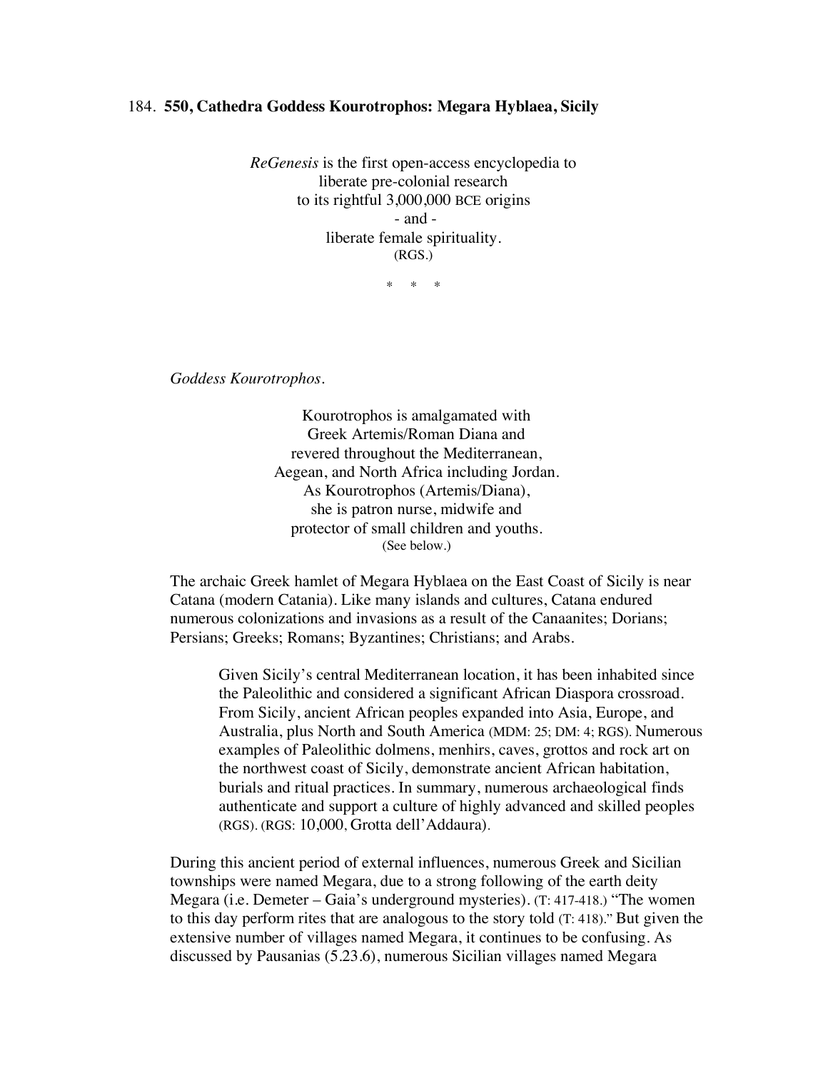184. **550, Cathedra Goddess Kourotrophos: Megara Hyblaea, Sicily**

*ReGenesis* is the first open-access encyclopedia to
liberate pre-colonial research
to its rightful 3,000,000 BCE origins
- and -
liberate female spirituality.
(RGS.)

\* \* \*

*Goddess Kourotrophos.*

Kourotrophos is amalgamated with
Greek Artemis/Roman Diana and
revered throughout the Mediterranean,
Aegean, and North Africa including Jordan.
As Kourotrophos (Artemis/Diana),
she is patron nurse, midwife and
protector of small children and youths.
(See below.)

The archaic Greek hamlet of Megara Hyblaea on the East Coast of Sicily is near Catana (modern Catania). Like many islands and cultures, Catana endured numerous colonizations and invasions as a result of the Canaanites; Dorians; Persians; Greeks; Romans; Byzantines; Christians; and Arabs.

> Given Sicily's central Mediterranean location, it has been inhabited since the Paleolithic and considered a significant African Diaspora crossroad. From Sicily, ancient African peoples expanded into Asia, Europe, and Australia, plus North and South America (MDM: 25; DM: 4; RGS). Numerous examples of Paleolithic dolmens, menhirs, caves, grottos and rock art on the northwest coast of Sicily, demonstrate ancient African habitation, burials and ritual practices. In summary, numerous archaeological finds authenticate and support a culture of highly advanced and skilled peoples (RGS). (RGS: 10,000, Grotta dell'Addaura).

During this ancient period of external influences, numerous Greek and Sicilian townships were named Megara, due to a strong following of the earth deity Megara (i.e. Demeter – Gaia's underground mysteries). (T: 417-418.) "The women to this day perform rites that are analogous to the story told (T: 418)." But given the extensive number of villages named Megara, it continues to be confusing. As discussed by Pausanias (5.23.6), numerous Sicilian villages named Megara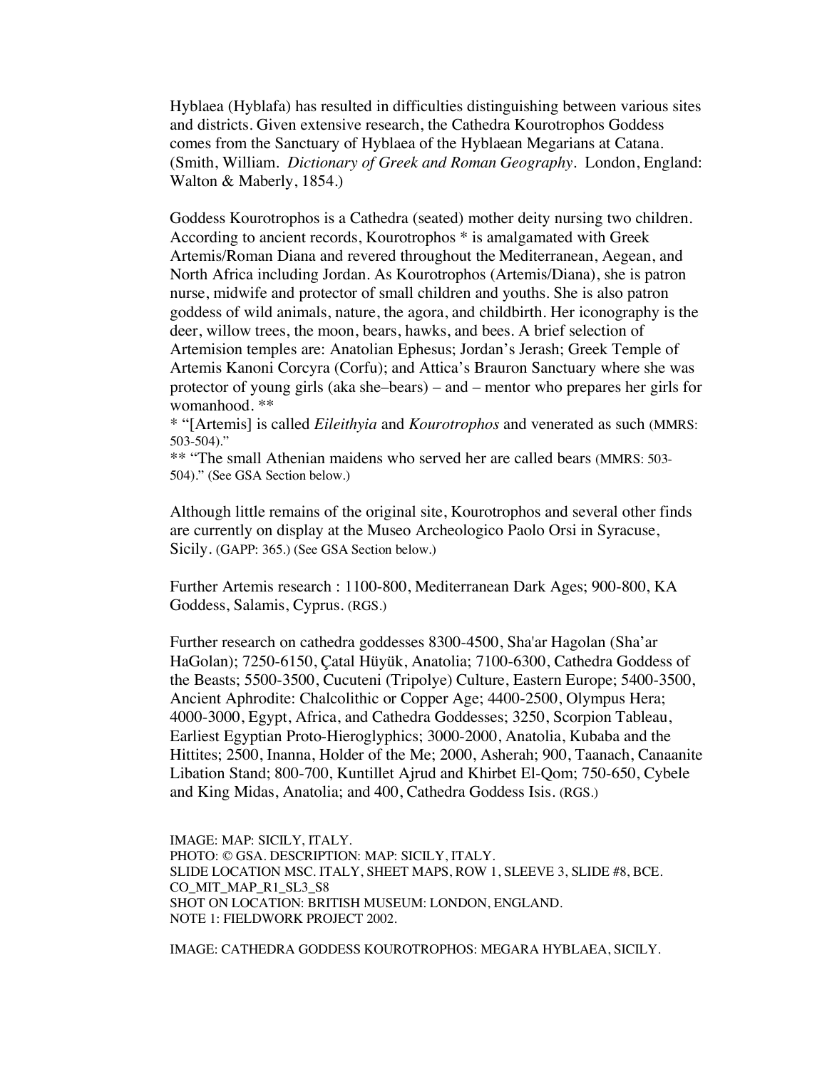Hyblaea (Hyblafa) has resulted in difficulties distinguishing between various sites and districts. Given extensive research, the Cathedra Kourotrophos Goddess comes from the Sanctuary of Hyblaea of the Hyblaean Megarians at Catana. (Smith, William. *Dictionary of Greek and Roman Geography*. London, England: Walton & Maberly, 1854.)

Goddess Kourotrophos is a Cathedra (seated) mother deity nursing two children. According to ancient records, Kourotrophos * is amalgamated with Greek Artemis/Roman Diana and revered throughout the Mediterranean, Aegean, and North Africa including Jordan. As Kourotrophos (Artemis/Diana), she is patron nurse, midwife and protector of small children and youths. She is also patron goddess of wild animals, nature, the agora, and childbirth. Her iconography is the deer, willow trees, the moon, bears, hawks, and bees. A brief selection of Artemision temples are: Anatolian Ephesus; Jordan's Jerash; Greek Temple of Artemis Kanoni Corcyra (Corfu); and Attica's Brauron Sanctuary where she was protector of young girls (aka she–bears) – and – mentor who prepares her girls for womanhood. **

* "[Artemis] is called *Eileithyia* and *Kourotrophos* and venerated as such (MMRS: 503-504)."

** "The small Athenian maidens who served her are called bears (MMRS: 503-504)." (See GSA Section below.)

Although little remains of the original site, Kourotrophos and several other finds are currently on display at the Museo Archeologico Paolo Orsi in Syracuse, Sicily. (GAPP: 365.) (See GSA Section below.)

Further Artemis research : 1100-800, Mediterranean Dark Ages; 900-800, KA Goddess, Salamis, Cyprus. (RGS.)

Further research on cathedra goddesses 8300-4500, Sha'ar Hagolan (Sha'ar HaGolan); 7250-6150, Çatal Hüyük, Anatolia; 7100-6300, Cathedra Goddess of the Beasts; 5500-3500, Cucuteni (Tripolye) Culture, Eastern Europe; 5400-3500, Ancient Aphrodite: Chalcolithic or Copper Age; 4400-2500, Olympus Hera; 4000-3000, Egypt, Africa, and Cathedra Goddesses; 3250, Scorpion Tableau, Earliest Egyptian Proto-Hieroglyphics; 3000-2000, Anatolia, Kubaba and the Hittites; 2500, Inanna, Holder of the Me; 2000, Asherah; 900, Taanach, Canaanite Libation Stand; 800-700, Kuntillet Ajrud and Khirbet El-Qom; 750-650, Cybele and King Midas, Anatolia; and 400, Cathedra Goddess Isis. (RGS.)

IMAGE: MAP: SICILY, ITALY.
PHOTO: © GSA. DESCRIPTION: MAP: SICILY, ITALY.
SLIDE LOCATION MSC. ITALY, SHEET MAPS, ROW 1, SLEEVE 3, SLIDE #8, BCE.
CO_MIT_MAP_R1_SL3_S8
SHOT ON LOCATION: BRITISH MUSEUM: LONDON, ENGLAND.
NOTE 1: FIELDWORK PROJECT 2002.

IMAGE: CATHEDRA GODDESS KOUROTROPHOS: MEGARA HYBLAEA, SICILY.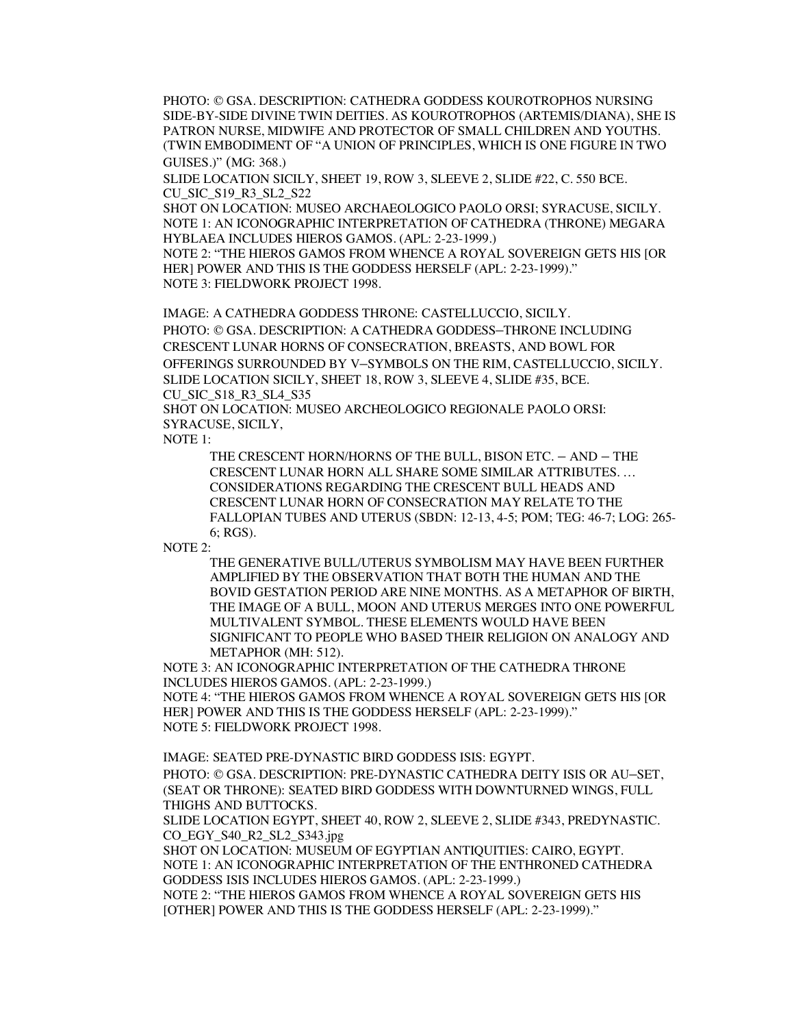PHOTO: © GSA. DESCRIPTION: CATHEDRA GODDESS KOUROTROPHOS NURSING SIDE-BY-SIDE DIVINE TWIN DEITIES. AS KOUROTROPHOS (ARTEMIS/DIANA), SHE IS PATRON NURSE, MIDWIFE AND PROTECTOR OF SMALL CHILDREN AND YOUTHS. (TWIN EMBODIMENT OF "A UNION OF PRINCIPLES, WHICH IS ONE FIGURE IN TWO GUISES.)" (MG: 368.)

SLIDE LOCATION SICILY, SHEET 19, ROW 3, SLEEVE 2, SLIDE #22, C. 550 BCE. CU_SIC_S19_R3_SL2_S22

SHOT ON LOCATION: MUSEO ARCHAEOLOGICO PAOLO ORSI; SYRACUSE, SICILY.

NOTE 1: AN ICONOGRAPHIC INTERPRETATION OF CATHEDRA (THRONE) MEGARA HYBLAEA INCLUDES HIEROS GAMOS. (APL: 2-23-1999.)

NOTE 2: "THE HIEROS GAMOS FROM WHENCE A ROYAL SOVEREIGN GETS HIS [OR HER] POWER AND THIS IS THE GODDESS HERSELF (APL: 2-23-1999)."

NOTE 3: FIELDWORK PROJECT 1998.

IMAGE: A CATHEDRA GODDESS THRONE: CASTELLUCCIO, SICILY.

PHOTO: © GSA. DESCRIPTION: A CATHEDRA GODDESS–THRONE INCLUDING CRESCENT LUNAR HORNS OF CONSECRATION, BREASTS, AND BOWL FOR OFFERINGS SURROUNDED BY V–SYMBOLS ON THE RIM, CASTELLUCCIO, SICILY.

SLIDE LOCATION SICILY, SHEET 18, ROW 3, SLEEVE 4, SLIDE #35, BCE. CU_SIC_S18_R3_SL4_S35

SHOT ON LOCATION: MUSEO ARCHEOLOGICO REGIONALE PAOLO ORSI: SYRACUSE, SICILY,

NOTE 1:

> THE CRESCENT HORN/HORNS OF THE BULL, BISON ETC. – AND – THE CRESCENT LUNAR HORN ALL SHARE SOME SIMILAR ATTRIBUTES. … CONSIDERATIONS REGARDING THE CRESCENT BULL HEADS AND CRESCENT LUNAR HORN OF CONSECRATION MAY RELATE TO THE FALLOPIAN TUBES AND UTERUS (SBDN: 12-13, 4-5; POM; TEG: 46-7; LOG: 265-6; RGS).

NOTE 2:

> THE GENERATIVE BULL/UTERUS SYMBOLISM MAY HAVE BEEN FURTHER AMPLIFIED BY THE OBSERVATION THAT BOTH THE HUMAN AND THE BOVID GESTATION PERIOD ARE NINE MONTHS. AS A METAPHOR OF BIRTH, THE IMAGE OF A BULL, MOON AND UTERUS MERGES INTO ONE POWERFUL MULTIVALENT SYMBOL. THESE ELEMENTS WOULD HAVE BEEN SIGNIFICANT TO PEOPLE WHO BASED THEIR RELIGION ON ANALOGY AND METAPHOR (MH: 512).

NOTE 3: AN ICONOGRAPHIC INTERPRETATION OF THE CATHEDRA THRONE INCLUDES HIEROS GAMOS. (APL: 2-23-1999.)

NOTE 4: "THE HIEROS GAMOS FROM WHENCE A ROYAL SOVEREIGN GETS HIS [OR HER] POWER AND THIS IS THE GODDESS HERSELF (APL: 2-23-1999)."

NOTE 5: FIELDWORK PROJECT 1998.

IMAGE: SEATED PRE-DYNASTIC BIRD GODDESS ISIS: EGYPT.

PHOTO: © GSA. DESCRIPTION: PRE-DYNASTIC CATHEDRA DEITY ISIS OR AU–SET, (SEAT OR THRONE): SEATED BIRD GODDESS WITH DOWNTURNED WINGS, FULL THIGHS AND BUTTOCKS.

SLIDE LOCATION EGYPT, SHEET 40, ROW 2, SLEEVE 2, SLIDE #343, PREDYNASTIC. CO_EGY_S40_R2_SL2_S343.jpg

SHOT ON LOCATION: MUSEUM OF EGYPTIAN ANTIQUITIES: CAIRO, EGYPT.

NOTE 1: AN ICONOGRAPHIC INTERPRETATION OF THE ENTHRONED CATHEDRA GODDESS ISIS INCLUDES HIEROS GAMOS. (APL: 2-23-1999.)

NOTE 2: "THE HIEROS GAMOS FROM WHENCE A ROYAL SOVEREIGN GETS HIS [OTHER] POWER AND THIS IS THE GODDESS HERSELF (APL: 2-23-1999)."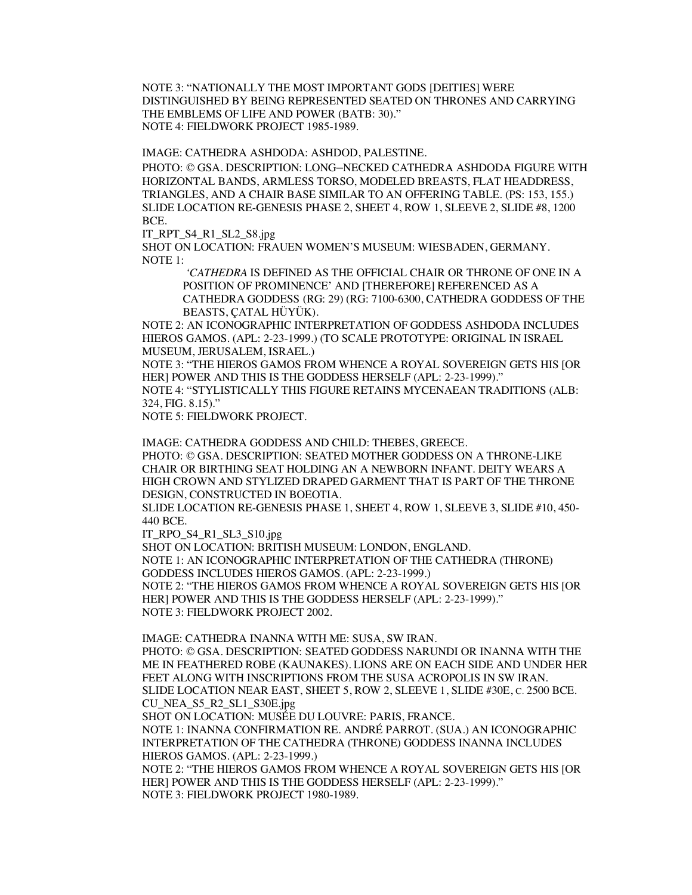NOTE 3: "NATIONALLY THE MOST IMPORTANT GODS [DEITIES] WERE DISTINGUISHED BY BEING REPRESENTED SEATED ON THRONES AND CARRYING THE EMBLEMS OF LIFE AND POWER (BATB: 30)."
NOTE 4: FIELDWORK PROJECT 1985-1989.

IMAGE: CATHEDRA ASHDODA: ASHDOD, PALESTINE.
PHOTO: © GSA. DESCRIPTION: LONG–NECKED CATHEDRA ASHDODA FIGURE WITH HORIZONTAL BANDS, ARMLESS TORSO, MODELED BREASTS, FLAT HEADDRESS, TRIANGLES, AND A CHAIR BASE SIMILAR TO AN OFFERING TABLE. (PS: 153, 155.)
SLIDE LOCATION RE-GENESIS PHASE 2, SHEET 4, ROW 1, SLEEVE 2, SLIDE #8, 1200 BCE.
IT_RPT_S4_R1_SL2_S8.jpg
SHOT ON LOCATION: FRAUEN WOMEN'S MUSEUM: WIESBADEN, GERMANY.
NOTE 1:

> '*CATHEDRA* IS DEFINED AS THE OFFICIAL CHAIR OR THRONE OF ONE IN A POSITION OF PROMINENCE' AND [THEREFORE] REFERENCED AS A CATHEDRA GODDESS (RG: 29) (RG: 7100-6300, CATHEDRA GODDESS OF THE BEASTS, ÇATAL HÜYÜK).

NOTE 2: AN ICONOGRAPHIC INTERPRETATION OF GODDESS ASHDODA INCLUDES HIEROS GAMOS. (APL: 2-23-1999.) (TO SCALE PROTOTYPE: ORIGINAL IN ISRAEL MUSEUM, JERUSALEM, ISRAEL.)
NOTE 3: "THE HIEROS GAMOS FROM WHENCE A ROYAL SOVEREIGN GETS HIS [OR HER] POWER AND THIS IS THE GODDESS HERSELF (APL: 2-23-1999)."
NOTE 4: "STYLISTICALLY THIS FIGURE RETAINS MYCENAEAN TRADITIONS (ALB: 324, FIG. 8.15)."
NOTE 5: FIELDWORK PROJECT.

IMAGE: CATHEDRA GODDESS AND CHILD: THEBES, GREECE.
PHOTO: © GSA. DESCRIPTION: SEATED MOTHER GODDESS ON A THRONE-LIKE CHAIR OR BIRTHING SEAT HOLDING AN A NEWBORN INFANT. DEITY WEARS A HIGH CROWN AND STYLIZED DRAPED GARMENT THAT IS PART OF THE THRONE DESIGN, CONSTRUCTED IN BOEOTIA.
SLIDE LOCATION RE-GENESIS PHASE 1, SHEET 4, ROW 1, SLEEVE 3, SLIDE #10, 450-440 BCE.
IT_RPO_S4_R1_SL3_S10.jpg
SHOT ON LOCATION: BRITISH MUSEUM: LONDON, ENGLAND.
NOTE 1: AN ICONOGRAPHIC INTERPRETATION OF THE CATHEDRA (THRONE) GODDESS INCLUDES HIEROS GAMOS. (APL: 2-23-1999.)
NOTE 2: "THE HIEROS GAMOS FROM WHENCE A ROYAL SOVEREIGN GETS HIS [OR HER] POWER AND THIS IS THE GODDESS HERSELF (APL: 2-23-1999)."
NOTE 3: FIELDWORK PROJECT 2002.

IMAGE: CATHEDRA INANNA WITH ME: SUSA, SW IRAN.
PHOTO: © GSA. DESCRIPTION: SEATED GODDESS NARUNDI OR INANNA WITH THE ME IN FEATHERED ROBE (KAUNAKES). LIONS ARE ON EACH SIDE AND UNDER HER FEET ALONG WITH INSCRIPTIONS FROM THE SUSA ACROPOLIS IN SW IRAN.
SLIDE LOCATION NEAR EAST, SHEET 5, ROW 2, SLEEVE 1, SLIDE #30E, C. 2500 BCE.
CU_NEA_S5_R2_SL1_S30E.jpg
SHOT ON LOCATION: MUSÉE DU LOUVRE: PARIS, FRANCE.
NOTE 1: INANNA CONFIRMATION RE. ANDRÉ PARROT. (SUA.) AN ICONOGRAPHIC INTERPRETATION OF THE CATHEDRA (THRONE) GODDESS INANNA INCLUDES HIEROS GAMOS. (APL: 2-23-1999.)
NOTE 2: "THE HIEROS GAMOS FROM WHENCE A ROYAL SOVEREIGN GETS HIS [OR HER] POWER AND THIS IS THE GODDESS HERSELF (APL: 2-23-1999)."
NOTE 3: FIELDWORK PROJECT 1980-1989.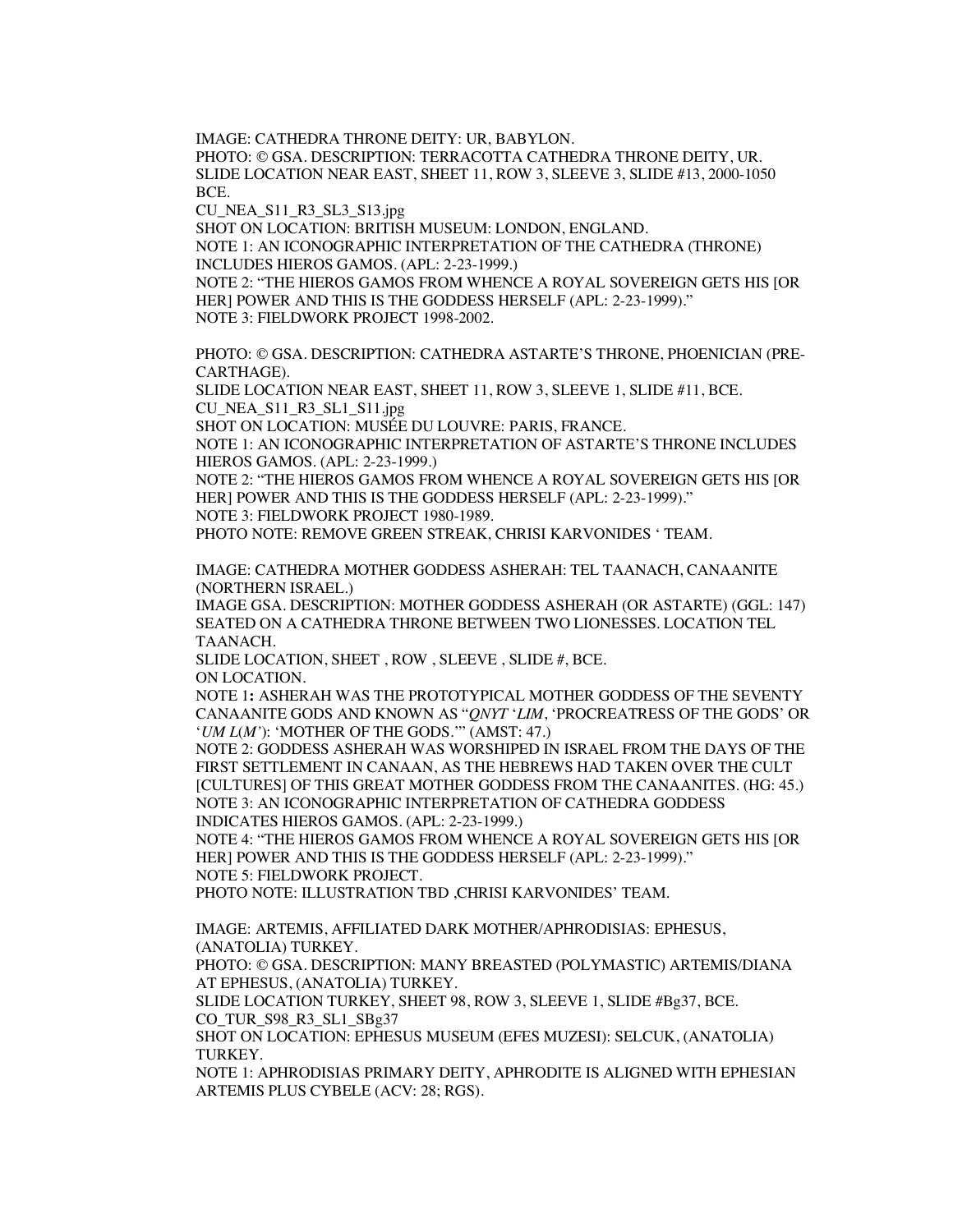IMAGE: CATHEDRA THRONE DEITY: UR, BABYLON.
PHOTO: © GSA. DESCRIPTION: TERRACOTTA CATHEDRA THRONE DEITY, UR.
SLIDE LOCATION NEAR EAST, SHEET 11, ROW 3, SLEEVE 3, SLIDE #13, 2000-1050 BCE.
CU_NEA_S11_R3_SL3_S13.jpg
SHOT ON LOCATION: BRITISH MUSEUM: LONDON, ENGLAND.
NOTE 1: AN ICONOGRAPHIC INTERPRETATION OF THE CATHEDRA (THRONE) INCLUDES HIEROS GAMOS. (APL: 2-23-1999.)
NOTE 2: "THE HIEROS GAMOS FROM WHENCE A ROYAL SOVEREIGN GETS HIS [OR HER] POWER AND THIS IS THE GODDESS HERSELF (APL: 2-23-1999)."
NOTE 3: FIELDWORK PROJECT 1998-2002.

PHOTO: © GSA. DESCRIPTION: CATHEDRA ASTARTE'S THRONE, PHOENICIAN (PRE-CARTHAGE).
SLIDE LOCATION NEAR EAST, SHEET 11, ROW 3, SLEEVE 1, SLIDE #11, BCE.
CU_NEA_S11_R3_SL1_S11.jpg
SHOT ON LOCATION: MUSÉE DU LOUVRE: PARIS, FRANCE.
NOTE 1: AN ICONOGRAPHIC INTERPRETATION OF ASTARTE'S THRONE INCLUDES HIEROS GAMOS. (APL: 2-23-1999.)
NOTE 2: "THE HIEROS GAMOS FROM WHENCE A ROYAL SOVEREIGN GETS HIS [OR HER] POWER AND THIS IS THE GODDESS HERSELF (APL: 2-23-1999)."
NOTE 3: FIELDWORK PROJECT 1980-1989.
PHOTO NOTE: REMOVE GREEN STREAK, CHRISI KARVONIDES ' TEAM.

IMAGE: CATHEDRA MOTHER GODDESS ASHERAH: TEL TAANACH, CANAANITE (NORTHERN ISRAEL.)
IMAGE GSA. DESCRIPTION: MOTHER GODDESS ASHERAH (OR ASTARTE) (GGL: 147) SEATED ON A CATHEDRA THRONE BETWEEN TWO LIONESSES. LOCATION TEL TAANACH.
SLIDE LOCATION, SHEET , ROW , SLEEVE , SLIDE #, BCE.
ON LOCATION.
NOTE 1**:** ASHERAH WAS THE PROTOTYPICAL MOTHER GODDESS OF THE SEVENTY CANAANITE GODS AND KNOWN AS "*QNYT* '*LIM*, 'PROCREATRESS OF THE GODS' OR '*UM L*(*M'*): 'MOTHER OF THE GODS.'" (AMST: 47.)
NOTE 2: GODDESS ASHERAH WAS WORSHIPED IN ISRAEL FROM THE DAYS OF THE FIRST SETTLEMENT IN CANAAN, AS THE HEBREWS HAD TAKEN OVER THE CULT [CULTURES] OF THIS GREAT MOTHER GODDESS FROM THE CANAANITES. (HG: 45.)
NOTE 3: AN ICONOGRAPHIC INTERPRETATION OF CATHEDRA GODDESS INDICATES HIEROS GAMOS. (APL: 2-23-1999.)
NOTE 4: "THE HIEROS GAMOS FROM WHENCE A ROYAL SOVEREIGN GETS HIS [OR HER] POWER AND THIS IS THE GODDESS HERSELF (APL: 2-23-1999)."
NOTE 5: FIELDWORK PROJECT.
PHOTO NOTE: ILLUSTRATION TBD ,CHRISI KARVONIDES' TEAM.

IMAGE: ARTEMIS, AFFILIATED DARK MOTHER/APHRODISIAS: EPHESUS, (ANATOLIA) TURKEY.
PHOTO: © GSA. DESCRIPTION: MANY BREASTED (POLYMASTIC) ARTEMIS/DIANA AT EPHESUS, (ANATOLIA) TURKEY.
SLIDE LOCATION TURKEY, SHEET 98, ROW 3, SLEEVE 1, SLIDE #Bg37, BCE.
CO_TUR_S98_R3_SL1_SBg37
SHOT ON LOCATION: EPHESUS MUSEUM (EFES MUZESI): SELCUK, (ANATOLIA) TURKEY.
NOTE 1: APHRODISIAS PRIMARY DEITY, APHRODITE IS ALIGNED WITH EPHESIAN ARTEMIS PLUS CYBELE (ACV: 28; RGS).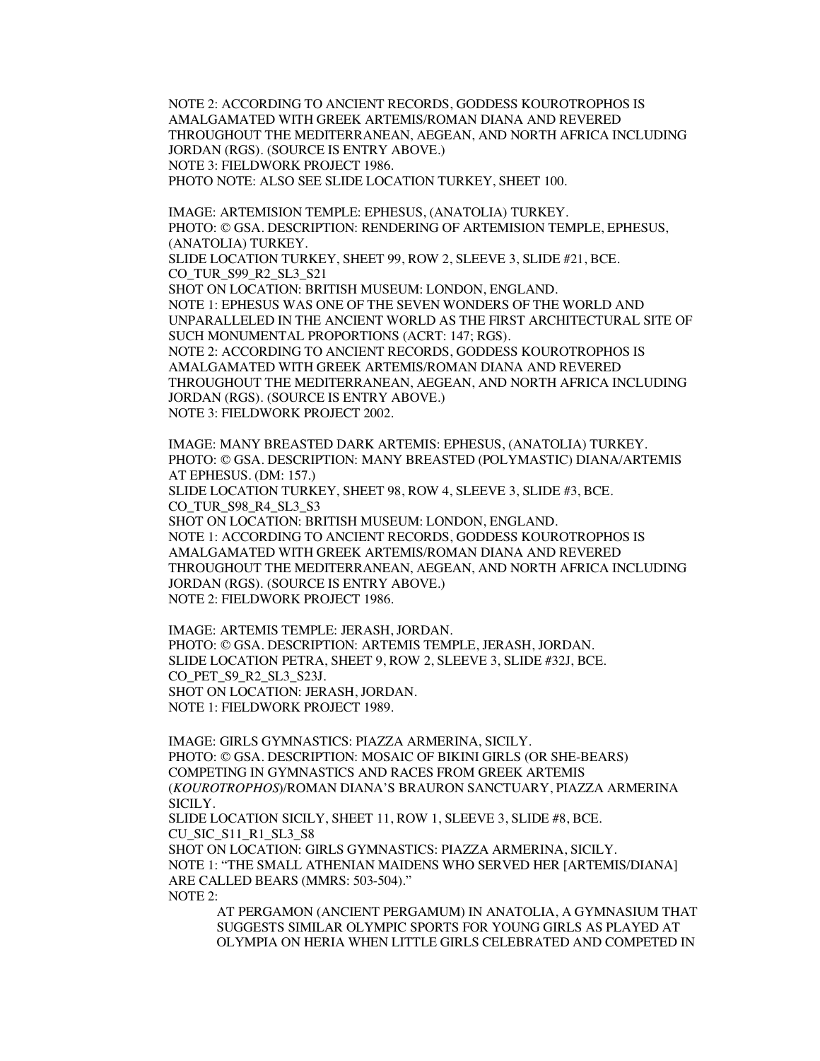NOTE 2: ACCORDING TO ANCIENT RECORDS, GODDESS KOUROTROPHOS IS AMALGAMATED WITH GREEK ARTEMIS/ROMAN DIANA AND REVERED THROUGHOUT THE MEDITERRANEAN, AEGEAN, AND NORTH AFRICA INCLUDING JORDAN (RGS). (SOURCE IS ENTRY ABOVE.)
NOTE 3: FIELDWORK PROJECT 1986.
PHOTO NOTE: ALSO SEE SLIDE LOCATION TURKEY, SHEET 100.

IMAGE: ARTEMISION TEMPLE: EPHESUS, (ANATOLIA) TURKEY.
PHOTO: © GSA. DESCRIPTION: RENDERING OF ARTEMISION TEMPLE, EPHESUS, (ANATOLIA) TURKEY.
SLIDE LOCATION TURKEY, SHEET 99, ROW 2, SLEEVE 3, SLIDE #21, BCE.
CO_TUR_S99_R2_SL3_S21
SHOT ON LOCATION: BRITISH MUSEUM: LONDON, ENGLAND.
NOTE 1: EPHESUS WAS ONE OF THE SEVEN WONDERS OF THE WORLD AND UNPARALLELED IN THE ANCIENT WORLD AS THE FIRST ARCHITECTURAL SITE OF SUCH MONUMENTAL PROPORTIONS (ACRT: 147; RGS).
NOTE 2: ACCORDING TO ANCIENT RECORDS, GODDESS KOUROTROPHOS IS AMALGAMATED WITH GREEK ARTEMIS/ROMAN DIANA AND REVERED THROUGHOUT THE MEDITERRANEAN, AEGEAN, AND NORTH AFRICA INCLUDING JORDAN (RGS). (SOURCE IS ENTRY ABOVE.)
NOTE 3: FIELDWORK PROJECT 2002.

IMAGE: MANY BREASTED DARK ARTEMIS: EPHESUS, (ANATOLIA) TURKEY.
PHOTO: © GSA. DESCRIPTION: MANY BREASTED (POLYMASTIC) DIANA/ARTEMIS AT EPHESUS. (DM: 157.)
SLIDE LOCATION TURKEY, SHEET 98, ROW 4, SLEEVE 3, SLIDE #3, BCE.
CO_TUR_S98_R4_SL3_S3
SHOT ON LOCATION: BRITISH MUSEUM: LONDON, ENGLAND.
NOTE 1: ACCORDING TO ANCIENT RECORDS, GODDESS KOUROTROPHOS IS AMALGAMATED WITH GREEK ARTEMIS/ROMAN DIANA AND REVERED THROUGHOUT THE MEDITERRANEAN, AEGEAN, AND NORTH AFRICA INCLUDING JORDAN (RGS). (SOURCE IS ENTRY ABOVE.)
NOTE 2: FIELDWORK PROJECT 1986.

IMAGE: ARTEMIS TEMPLE: JERASH, JORDAN.
PHOTO: © GSA. DESCRIPTION: ARTEMIS TEMPLE, JERASH, JORDAN.
SLIDE LOCATION PETRA, SHEET 9, ROW 2, SLEEVE 3, SLIDE #32J, BCE.
CO_PET_S9_R2_SL3_S23J.
SHOT ON LOCATION: JERASH, JORDAN.
NOTE 1: FIELDWORK PROJECT 1989.

IMAGE: GIRLS GYMNASTICS: PIAZZA ARMERINA, SICILY.
PHOTO: © GSA. DESCRIPTION: MOSAIC OF BIKINI GIRLS (OR SHE-BEARS) COMPETING IN GYMNASTICS AND RACES FROM GREEK ARTEMIS (*KOUROTROPHOS*)/ROMAN DIANA'S BRAURON SANCTUARY, PIAZZA ARMERINA SICILY.
SLIDE LOCATION SICILY, SHEET 11, ROW 1, SLEEVE 3, SLIDE #8, BCE.
CU_SIC_S11_R1_SL3_S8
SHOT ON LOCATION: GIRLS GYMNASTICS: PIAZZA ARMERINA, SICILY.
NOTE 1: "THE SMALL ATHENIAN MAIDENS WHO SERVED HER [ARTEMIS/DIANA] ARE CALLED BEARS (MMRS: 503-504)."
NOTE 2:

> AT PERGAMON (ANCIENT PERGAMUM) IN ANATOLIA, A GYMNASIUM THAT SUGGESTS SIMILAR OLYMPIC SPORTS FOR YOUNG GIRLS AS PLAYED AT OLYMPIA ON HERIA WHEN LITTLE GIRLS CELEBRATED AND COMPETED IN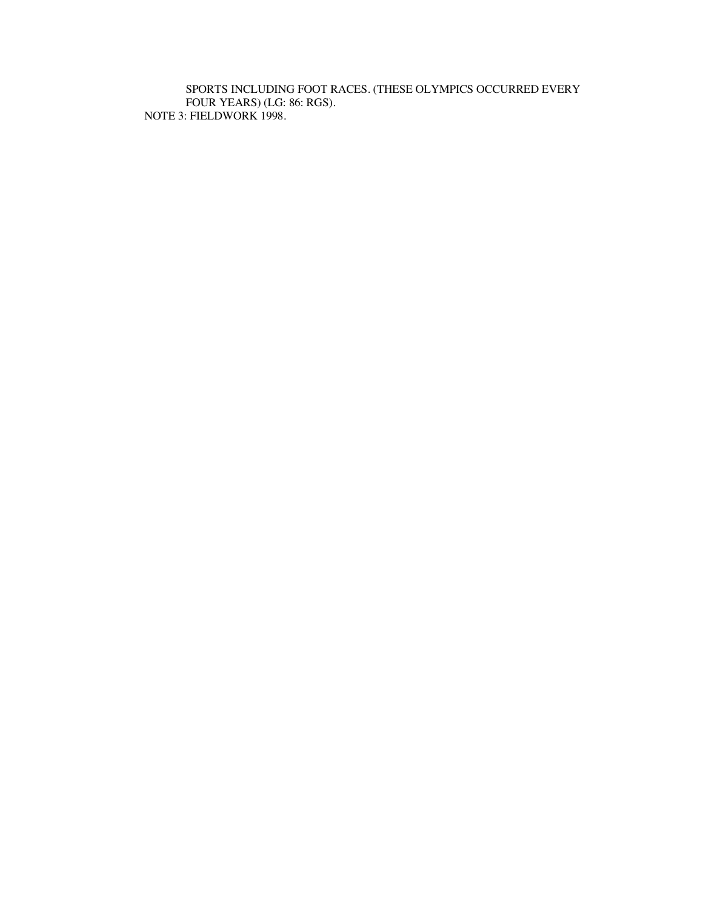SPORTS INCLUDING FOOT RACES. (THESE OLYMPICS OCCURRED EVERY FOUR YEARS) (LG: 86: RGS).

NOTE 3: FIELDWORK 1998.